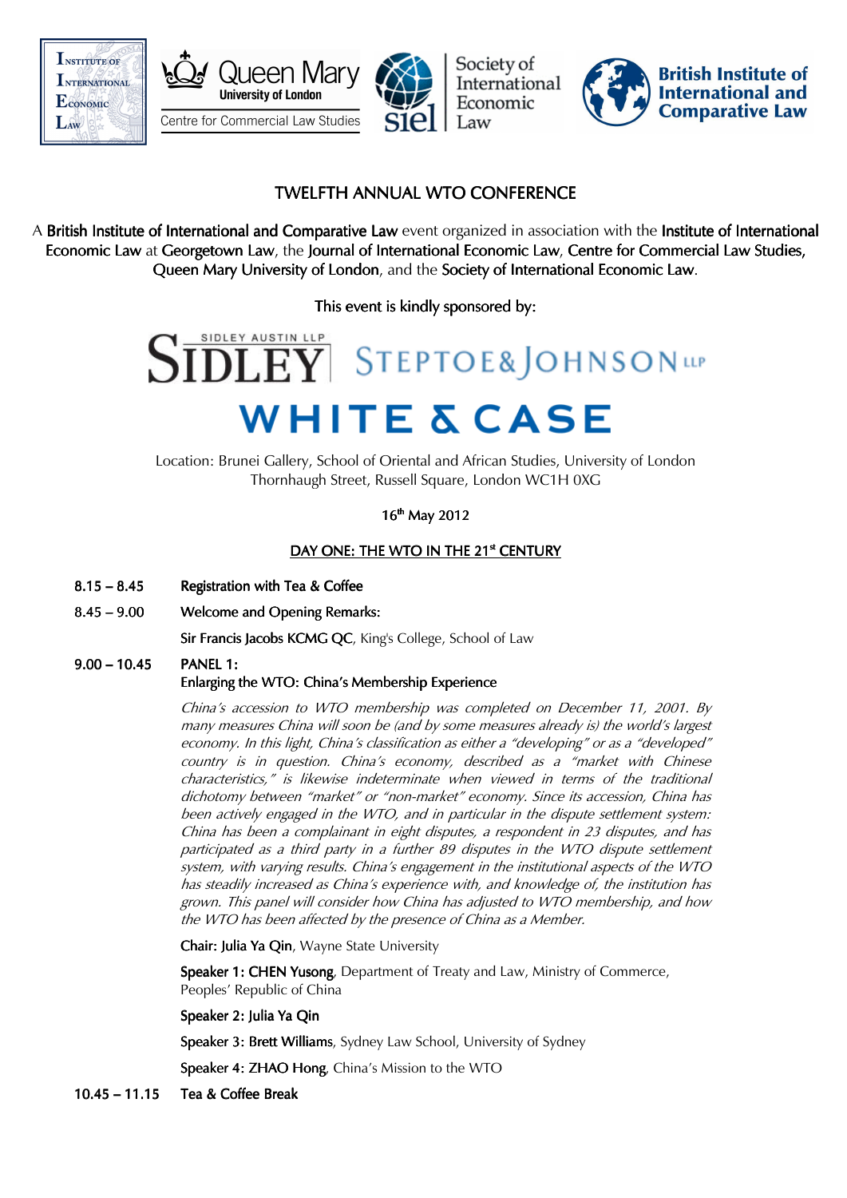# TWELFTH ANNUAL WTO CONFERENCE

A **British Institute of International and Comparative Law** event organized in association with the **Institute of International Economic Law** at **Georgetown Law**, the **Journal of International Economic Law**, **Centre for Commercial Law Studies, Queen Mary University of London**, and the **Society of International Economic Law**.

This event is kindly sponsored by:

SIDLEY AUSTIN LLP — STEPTOE & JOHNSON LLP — WHITE & CASE

Location: Brunei Gallery, School of Oriental and African Studies, University of London
Thornhaugh Street, Russell Square, London WC1H 0XG

16th May 2012

## DAY ONE: THE WTO IN THE 21st CENTURY

**8.15 – 8.45** **Registration with Tea & Coffee**

**8.45 – 9.00** **Welcome and Opening Remarks:**

**Sir Francis Jacobs KCMG QC**, King's College, School of Law

**9.00 – 10.45** **PANEL 1:**
**Enlarging the WTO: China's Membership Experience**

*China's accession to WTO membership was completed on December 11, 2001. By many measures China will soon be (and by some measures already is) the world's largest economy. In this light, China's classification as either a "developing" or as a "developed" country is in question. China's economy, described as a "market with Chinese characteristics," is likewise indeterminate when viewed in terms of the traditional dichotomy between "market" or "non-market" economy. Since its accession, China has been actively engaged in the WTO, and in particular in the dispute settlement system: China has been a complainant in eight disputes, a respondent in 23 disputes, and has participated as a third party in a further 89 disputes in the WTO dispute settlement system, with varying results. China's engagement in the institutional aspects of the WTO has steadily increased as China's experience with, and knowledge of, the institution has grown. This panel will consider how China has adjusted to WTO membership, and how the WTO has been affected by the presence of China as a Member.*

**Chair: Julia Ya Qin**, Wayne State University

**Speaker 1: CHEN Yusong**, Department of Treaty and Law, Ministry of Commerce, Peoples' Republic of China

**Speaker 2: Julia Ya Qin**

**Speaker 3: Brett Williams**, Sydney Law School, University of Sydney

**Speaker 4: ZHAO Hong**, China's Mission to the WTO

**10.45 – 11.15** **Tea & Coffee Break**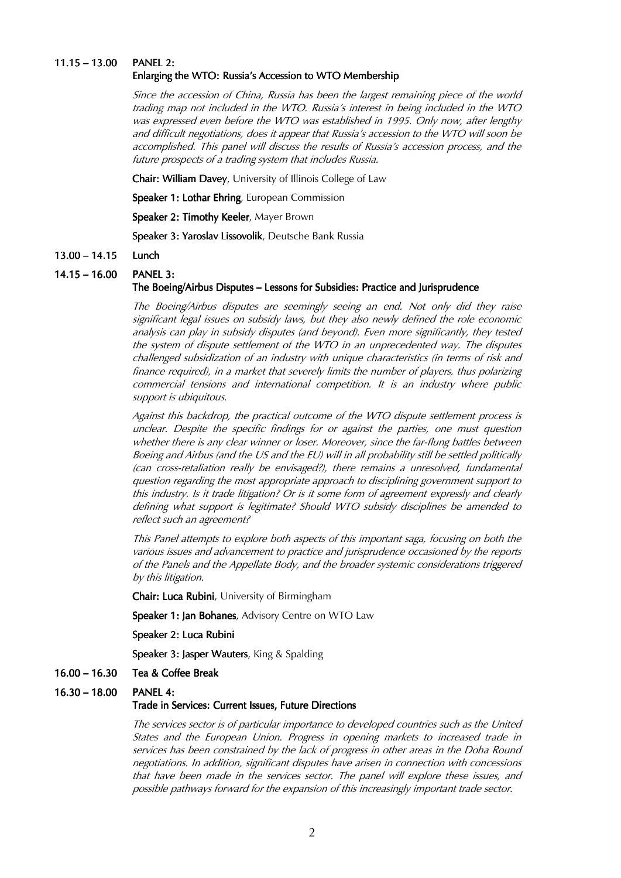**11.15 – 13.00 PANEL 2:**
**Enlarging the WTO: Russia's Accession to WTO Membership**

*Since the accession of China, Russia has been the largest remaining piece of the world trading map not included in the WTO. Russia's interest in being included in the WTO was expressed even before the WTO was established in 1995. Only now, after lengthy and difficult negotiations, does it appear that Russia's accession to the WTO will soon be accomplished. This panel will discuss the results of Russia's accession process, and the future prospects of a trading system that includes Russia.*

**Chair: William Davey**, University of Illinois College of Law

**Speaker 1: Lothar Ehring**, European Commission

**Speaker 2: Timothy Keeler**, Mayer Brown

**Speaker 3: Yaroslav Lissovolik**, Deutsche Bank Russia

**13.00 – 14.15 Lunch**

**14.15 – 16.00 PANEL 3:**
**The Boeing/Airbus Disputes – Lessons for Subsidies: Practice and Jurisprudence**

*The Boeing/Airbus disputes are seemingly seeing an end. Not only did they raise significant legal issues on subsidy laws, but they also newly defined the role economic analysis can play in subsidy disputes (and beyond). Even more significantly, they tested the system of dispute settlement of the WTO in an unprecedented way. The disputes challenged subsidization of an industry with unique characteristics (in terms of risk and finance required), in a market that severely limits the number of players, thus polarizing commercial tensions and international competition. It is an industry where public support is ubiquitous.*

*Against this backdrop, the practical outcome of the WTO dispute settlement process is unclear. Despite the specific findings for or against the parties, one must question whether there is any clear winner or loser. Moreover, since the far-flung battles between Boeing and Airbus (and the US and the EU) will in all probability still be settled politically (can cross-retaliation really be envisaged?), there remains a unresolved, fundamental question regarding the most appropriate approach to disciplining government support to this industry. Is it trade litigation? Or is it some form of agreement expressly and clearly defining what support is legitimate? Should WTO subsidy disciplines be amended to reflect such an agreement?*

*This Panel attempts to explore both aspects of this important saga, focusing on both the various issues and advancement to practice and jurisprudence occasioned by the reports of the Panels and the Appellate Body, and the broader systemic considerations triggered by this litigation.*

**Chair: Luca Rubini**, University of Birmingham

**Speaker 1: Jan Bohanes**, Advisory Centre on WTO Law

**Speaker 2: Luca Rubini**

**Speaker 3: Jasper Wauters**, King & Spalding

**16.00 – 16.30 Tea & Coffee Break**

**16.30 – 18.00 PANEL 4:**
**Trade in Services: Current Issues, Future Directions**

*The services sector is of particular importance to developed countries such as the United States and the European Union. Progress in opening markets to increased trade in services has been constrained by the lack of progress in other areas in the Doha Round negotiations. In addition, significant disputes have arisen in connection with concessions that have been made in the services sector. The panel will explore these issues, and possible pathways forward for the expansion of this increasingly important trade sector.*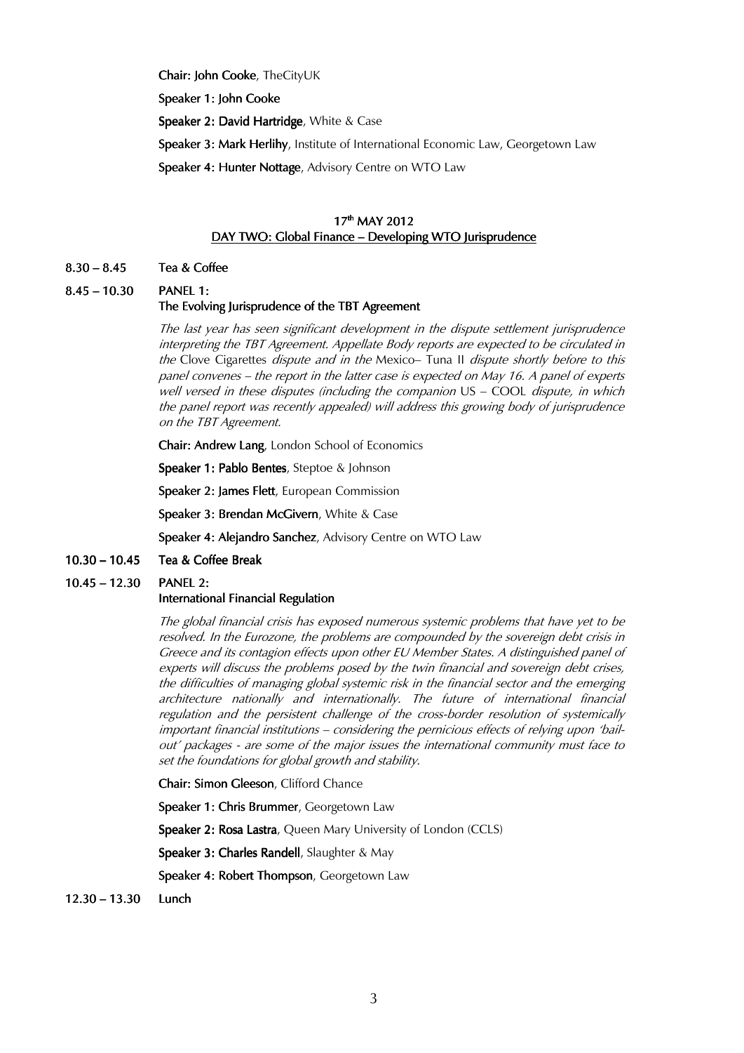**Chair: John Cooke**, TheCityUK

**Speaker 1: John Cooke**

**Speaker 2: David Hartridge**, White & Case

**Speaker 3: Mark Herlihy**, Institute of International Economic Law, Georgetown Law

**Speaker 4: Hunter Nottage**, Advisory Centre on WTO Law

## 17th MAY 2012

## DAY TWO: Global Finance – Developing WTO Jurisprudence

**8.30 – 8.45** **Tea & Coffee**

**8.45 – 10.30** **PANEL 1:**
**The Evolving Jurisprudence of the TBT Agreement**

*The last year has seen significant development in the dispute settlement jurisprudence interpreting the TBT Agreement. Appellate Body reports are expected to be circulated in the* Clove Cigarettes *dispute and in the* Mexico– Tuna II *dispute shortly before to this panel convenes – the report in the latter case is expected on May 16. A panel of experts well versed in these disputes (including the companion* US – COOL *dispute, in which the panel report was recently appealed) will address this growing body of jurisprudence on the TBT Agreement.*

**Chair: Andrew Lang**, London School of Economics

**Speaker 1: Pablo Bentes**, Steptoe & Johnson

**Speaker 2: James Flett**, European Commission

**Speaker 3: Brendan McGivern**, White & Case

**Speaker 4: Alejandro Sanchez**, Advisory Centre on WTO Law

**10.30 – 10.45** **Tea & Coffee Break**

**10.45 – 12.30** **PANEL 2:**
**International Financial Regulation**

*The global financial crisis has exposed numerous systemic problems that have yet to be resolved. In the Eurozone, the problems are compounded by the sovereign debt crisis in Greece and its contagion effects upon other EU Member States. A distinguished panel of experts will discuss the problems posed by the twin financial and sovereign debt crises, the difficulties of managing global systemic risk in the financial sector and the emerging architecture nationally and internationally. The future of international financial regulation and the persistent challenge of the cross-border resolution of systemically important financial institutions – considering the pernicious effects of relying upon 'bail-out' packages - are some of the major issues the international community must face to set the foundations for global growth and stability.*

**Chair: Simon Gleeson**, Clifford Chance

**Speaker 1: Chris Brummer**, Georgetown Law

**Speaker 2: Rosa Lastra**, Queen Mary University of London (CCLS)

**Speaker 3: Charles Randell**, Slaughter & May

**Speaker 4: Robert Thompson**, Georgetown Law

**12.30 – 13.30** **Lunch**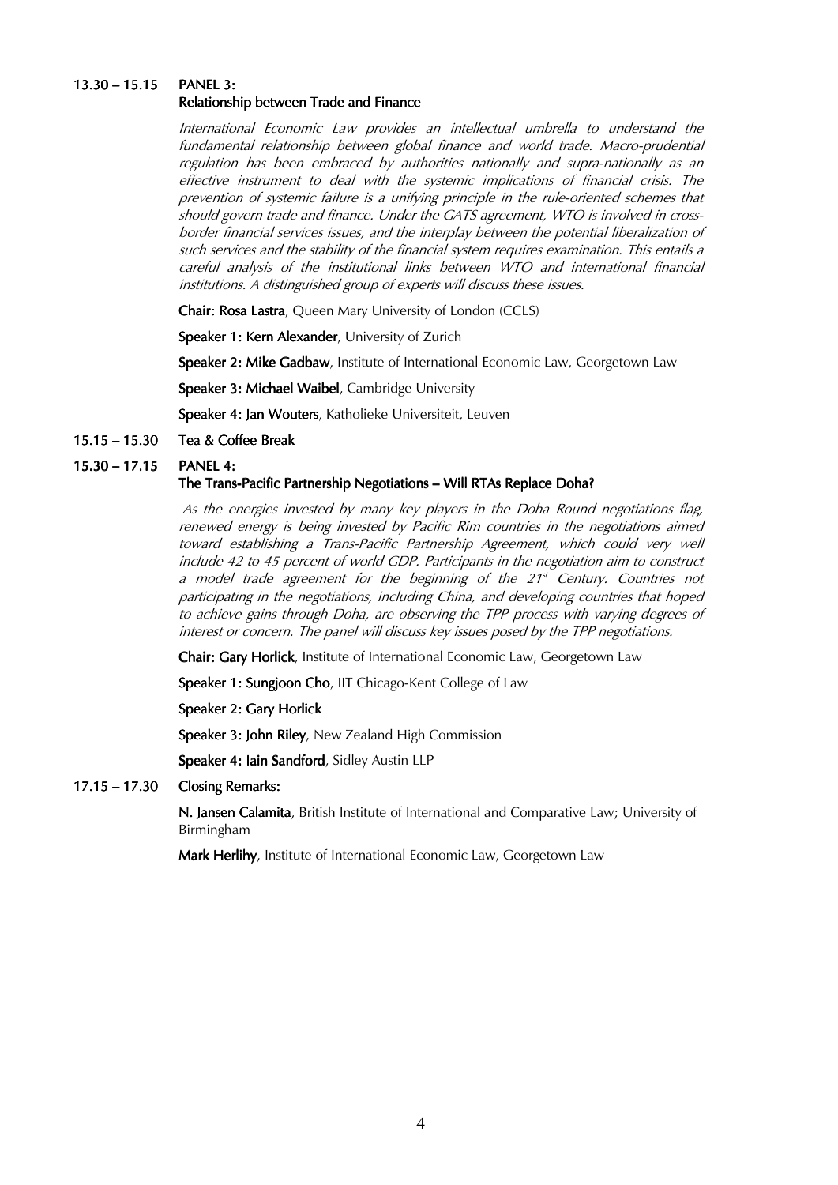**13.30 – 15.15 PANEL 3:**
**Relationship between Trade and Finance**

*International Economic Law provides an intellectual umbrella to understand the fundamental relationship between global finance and world trade. Macro-prudential regulation has been embraced by authorities nationally and supra-nationally as an effective instrument to deal with the systemic implications of financial crisis. The prevention of systemic failure is a unifying principle in the rule-oriented schemes that should govern trade and finance. Under the GATS agreement, WTO is involved in cross-border financial services issues, and the interplay between the potential liberalization of such services and the stability of the financial system requires examination. This entails a careful analysis of the institutional links between WTO and international financial institutions. A distinguished group of experts will discuss these issues.*

**Chair: Rosa Lastra**, Queen Mary University of London (CCLS)

**Speaker 1: Kern Alexander**, University of Zurich

**Speaker 2: Mike Gadbaw**, Institute of International Economic Law, Georgetown Law

**Speaker 3: Michael Waibel**, Cambridge University

**Speaker 4: Jan Wouters**, Katholieke Universiteit, Leuven

**15.15 – 15.30 Tea & Coffee Break**

**15.30 – 17.15 PANEL 4:**
**The Trans-Pacific Partnership Negotiations – Will RTAs Replace Doha?**

*As the energies invested by many key players in the Doha Round negotiations flag, renewed energy is being invested by Pacific Rim countries in the negotiations aimed toward establishing a Trans-Pacific Partnership Agreement, which could very well include 42 to 45 percent of world GDP. Participants in the negotiation aim to construct a model trade agreement for the beginning of the 21st Century. Countries not participating in the negotiations, including China, and developing countries that hoped to achieve gains through Doha, are observing the TPP process with varying degrees of interest or concern. The panel will discuss key issues posed by the TPP negotiations.*

**Chair: Gary Horlick**, Institute of International Economic Law, Georgetown Law

**Speaker 1: Sungjoon Cho**, IIT Chicago-Kent College of Law

**Speaker 2: Gary Horlick**

**Speaker 3: John Riley**, New Zealand High Commission

**Speaker 4: Iain Sandford**, Sidley Austin LLP

**17.15 – 17.30 Closing Remarks:**

**N. Jansen Calamita**, British Institute of International and Comparative Law; University of Birmingham

**Mark Herlihy**, Institute of International Economic Law, Georgetown Law